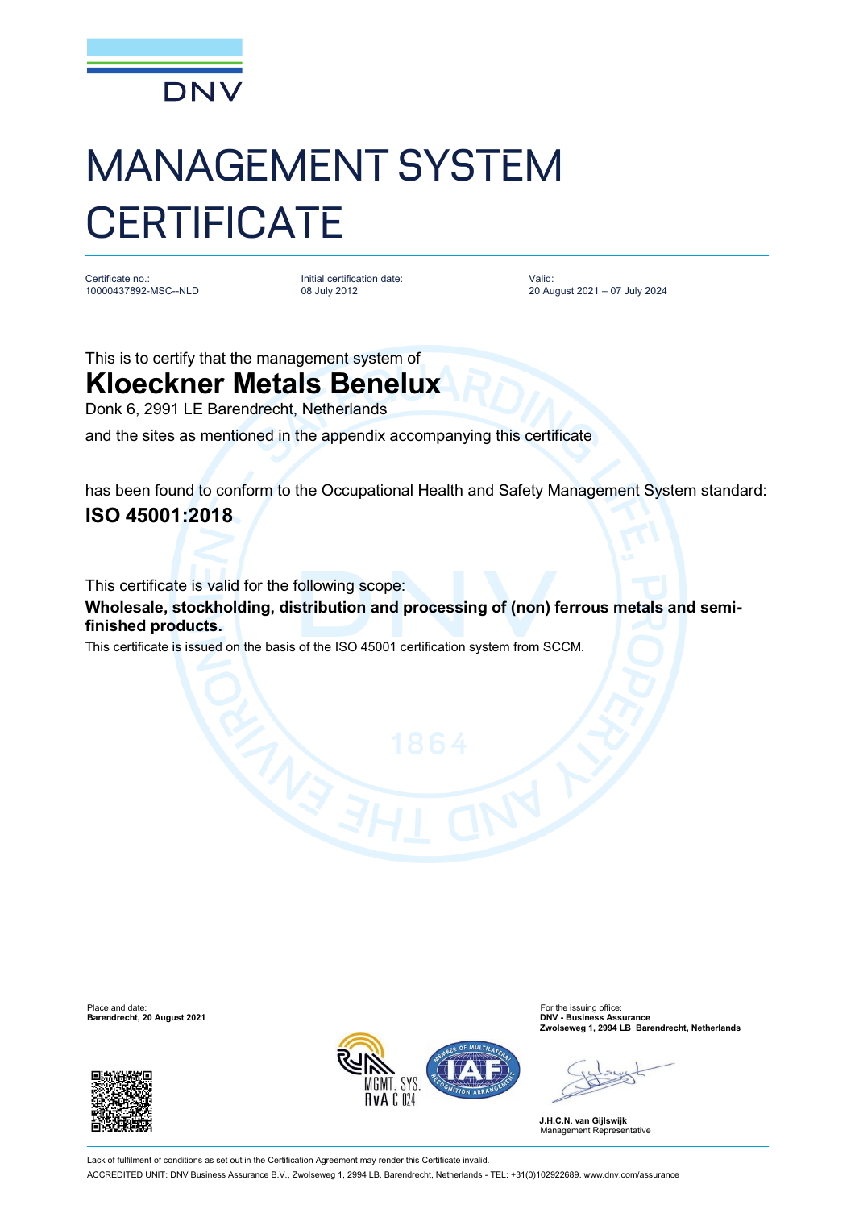DNV

# MANAGEMENT SYSTEM CERTIFICATE

Certificate no.:
10000437892-MSC--NLD

Initial certification date:
08 July 2012

Valid:
20 August 2021 – 07 July 2024

This is to certify that the management system of

## Kloeckner Metals Benelux

Donk 6, 2991 LE Barendrecht, Netherlands

and the sites as mentioned in the appendix accompanying this certificate

has been found to conform to the Occupational Health and Safety Management System standard:

## ISO 45001:2018

This certificate is valid for the following scope:

**Wholesale, stockholding, distribution and processing of (non) ferrous metals and semi-finished products.**

This certificate is issued on the basis of the ISO 45001 certification system from SCCM.

Place and date:
**Barendrecht, 20 August 2021**

For the issuing office:
**DNV - Business Assurance**
**Zwolseweg 1, 2994 LB Barendrecht, Netherlands**

**J.H.C.N. van Gijlswijk**
Management Representative

Lack of fulfilment of conditions as set out in the Certification Agreement may render this Certificate invalid.

ACCREDITED UNIT: DNV Business Assurance B.V., Zwolseweg 1, 2994 LB, Barendrecht, Netherlands - TEL: +31(0)102922689. www.dnv.com/assurance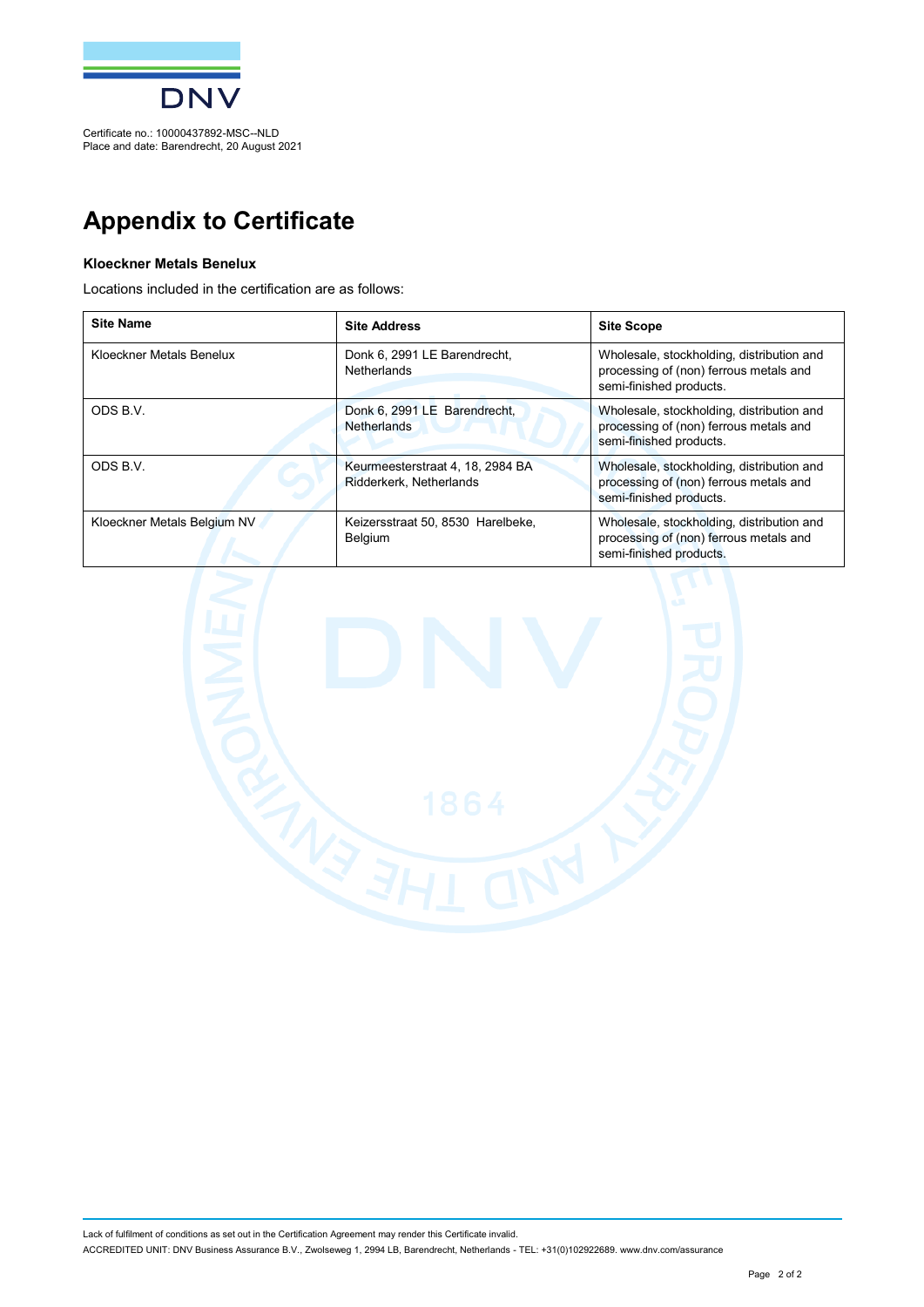Certificate no.: 10000437892-MSC--NLD
Place and date: Barendrecht, 20 August 2021

# Appendix to Certificate

**Kloeckner Metals Benelux**

Locations included in the certification are as follows:

| Site Name | Site Address | Site Scope |
|---|---|---|
| Kloeckner Metals Benelux | Donk 6, 2991 LE Barendrecht, Netherlands | Wholesale, stockholding, distribution and processing of (non) ferrous metals and semi-finished products. |
| ODS B.V. | Donk 6, 2991 LE Barendrecht, Netherlands | Wholesale, stockholding, distribution and processing of (non) ferrous metals and semi-finished products. |
| ODS B.V. | Keurmeesterstraat 4, 18, 2984 BA Ridderkerk, Netherlands | Wholesale, stockholding, distribution and processing of (non) ferrous metals and semi-finished products. |
| Kloeckner Metals Belgium NV | Keizersstraat 50, 8530 Harelbeke, Belgium | Wholesale, stockholding, distribution and processing of (non) ferrous metals and semi-finished products. |

Lack of fulfilment of conditions as set out in the Certification Agreement may render this Certificate invalid.

ACCREDITED UNIT: DNV Business Assurance B.V., Zwolseweg 1, 2994 LB, Barendrecht, Netherlands - TEL: +31(0)102922689. www.dnv.com/assurance